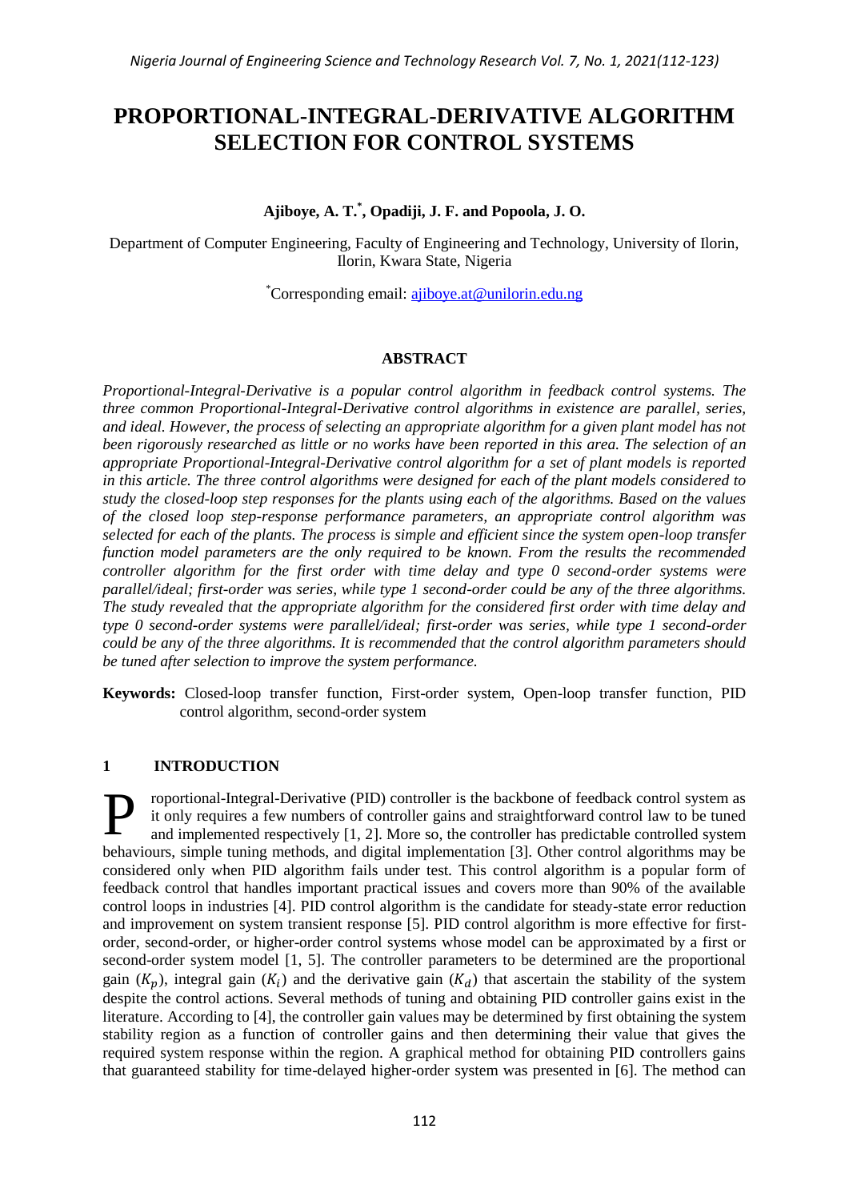# PROPORTIONAL-INTEGRAL-DERIVATIVE ALGORITHM SELECTION FOR CONTROL SYSTEMS

**Ajiboye, A. T.[*], Opadiji, J. F. and Popoola, J. O.**

Department of Computer Engineering, Faculty of Engineering and Technology, University of Ilorin, Ilorin, Kwara State, Nigeria

[*]Corresponding email: ajiboye.at@unilorin.edu.ng

## ABSTRACT

*Proportional-Integral-Derivative is a popular control algorithm in feedback control systems. The three common Proportional-Integral-Derivative control algorithms in existence are parallel, series, and ideal. However, the process of selecting an appropriate algorithm for a given plant model has not been rigorously researched as little or no works have been reported in this area. The selection of an appropriate Proportional-Integral-Derivative control algorithm for a set of plant models is reported in this article. The three control algorithms were designed for each of the plant models considered to study the closed-loop step responses for the plants using each of the algorithms. Based on the values of the closed loop step-response performance parameters, an appropriate control algorithm was selected for each of the plants. The process is simple and efficient since the system open-loop transfer function model parameters are the only required to be known. From the results the recommended controller algorithm for the first order with time delay and type 0 second-order systems were parallel/ideal; first-order was series, while type 1 second-order could be any of the three algorithms. The study revealed that the appropriate algorithm for the considered first order with time delay and type 0 second-order systems were parallel/ideal; first-order was series, while type 1 second-order could be any of the three algorithms. It is recommended that the control algorithm parameters should be tuned after selection to improve the system performance.*

**Keywords:** Closed-loop transfer function, First-order system, Open-loop transfer function, PID control algorithm, second-order system

## 1 INTRODUCTION

Proportional-Integral-Derivative (PID) controller is the backbone of feedback control system as it only requires a few numbers of controller gains and straightforward control law to be tuned and implemented respectively [1, 2]. More so, the controller has predictable controlled system behaviours, simple tuning methods, and digital implementation [3]. Other control algorithms may be considered only when PID algorithm fails under test. This control algorithm is a popular form of feedback control that handles important practical issues and covers more than 90% of the available control loops in industries [4]. PID control algorithm is the candidate for steady-state error reduction and improvement on system transient response [5]. PID control algorithm is more effective for first-order, second-order, or higher-order control systems whose model can be approximated by a first or second-order system model [1, 5]. The controller parameters to be determined are the proportional gain ($K_p$), integral gain ($K_i$) and the derivative gain ($K_d$) that ascertain the stability of the system despite the control actions. Several methods of tuning and obtaining PID controller gains exist in the literature. According to [4], the controller gain values may be determined by first obtaining the system stability region as a function of controller gains and then determining their value that gives the required system response within the region. A graphical method for obtaining PID controllers gains that guaranteed stability for time-delayed higher-order system was presented in [6]. The method can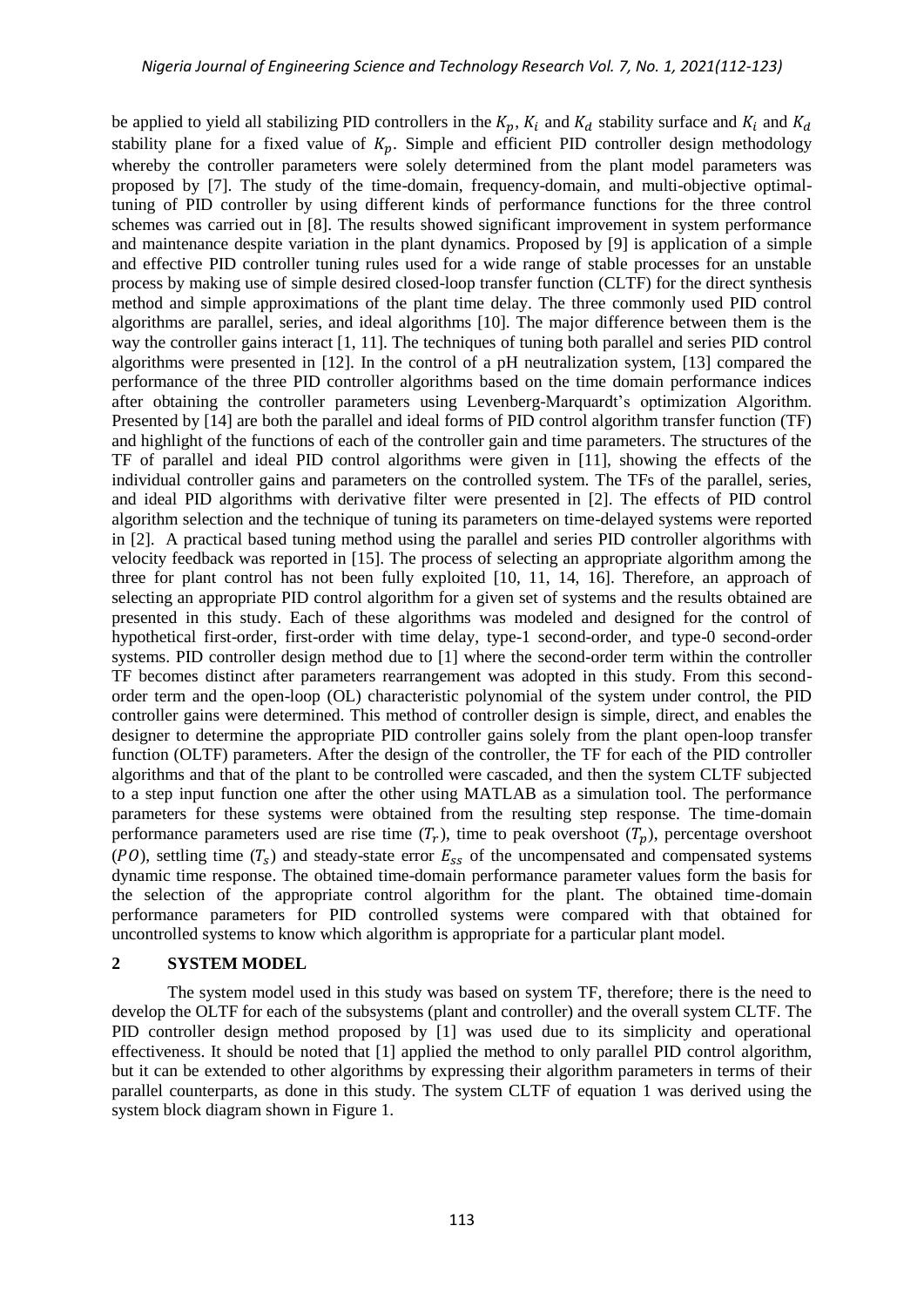be applied to yield all stabilizing PID controllers in the $K_p$, $K_i$ and $K_d$ stability surface and $K_i$ and $K_d$ stability plane for a fixed value of $K_p$. Simple and efficient PID controller design methodology whereby the controller parameters were solely determined from the plant model parameters was proposed by [7]. The study of the time-domain, frequency-domain, and multi-objective optimal-tuning of PID controller by using different kinds of performance functions for the three control schemes was carried out in [8]. The results showed significant improvement in system performance and maintenance despite variation in the plant dynamics. Proposed by [9] is application of a simple and effective PID controller tuning rules used for a wide range of stable processes for an unstable process by making use of simple desired closed-loop transfer function (CLTF) for the direct synthesis method and simple approximations of the plant time delay. The three commonly used PID control algorithms are parallel, series, and ideal algorithms [10]. The major difference between them is the way the controller gains interact [1, 11]. The techniques of tuning both parallel and series PID control algorithms were presented in [12]. In the control of a pH neutralization system, [13] compared the performance of the three PID controller algorithms based on the time domain performance indices after obtaining the controller parameters using Levenberg-Marquardt's optimization Algorithm. Presented by [14] are both the parallel and ideal forms of PID control algorithm transfer function (TF) and highlight of the functions of each of the controller gain and time parameters. The structures of the TF of parallel and ideal PID control algorithms were given in [11], showing the effects of the individual controller gains and parameters on the controlled system. The TFs of the parallel, series, and ideal PID algorithms with derivative filter were presented in [2]. The effects of PID control algorithm selection and the technique of tuning its parameters on time-delayed systems were reported in [2]. A practical based tuning method using the parallel and series PID controller algorithms with velocity feedback was reported in [15]. The process of selecting an appropriate algorithm among the three for plant control has not been fully exploited [10, 11, 14, 16]. Therefore, an approach of selecting an appropriate PID control algorithm for a given set of systems and the results obtained are presented in this study. Each of these algorithms was modeled and designed for the control of hypothetical first-order, first-order with time delay, type-1 second-order, and type-0 second-order systems. PID controller design method due to [1] where the second-order term within the controller TF becomes distinct after parameters rearrangement was adopted in this study. From this second-order term and the open-loop (OL) characteristic polynomial of the system under control, the PID controller gains were determined. This method of controller design is simple, direct, and enables the designer to determine the appropriate PID controller gains solely from the plant open-loop transfer function (OLTF) parameters. After the design of the controller, the TF for each of the PID controller algorithms and that of the plant to be controlled were cascaded, and then the system CLTF subjected to a step input function one after the other using MATLAB as a simulation tool. The performance parameters for these systems were obtained from the resulting step response. The time-domain performance parameters used are rise time ($T_r$), time to peak overshoot ($T_p$), percentage overshoot ($PO$), settling time ($T_s$) and steady-state error $E_{ss}$ of the uncompensated and compensated systems dynamic time response. The obtained time-domain performance parameter values form the basis for the selection of the appropriate control algorithm for the plant. The obtained time-domain performance parameters for PID controlled systems were compared with that obtained for uncontrolled systems to know which algorithm is appropriate for a particular plant model.

## 2 SYSTEM MODEL

The system model used in this study was based on system TF, therefore; there is the need to develop the OLTF for each of the subsystems (plant and controller) and the overall system CLTF. The PID controller design method proposed by [1] was used due to its simplicity and operational effectiveness. It should be noted that [1] applied the method to only parallel PID control algorithm, but it can be extended to other algorithms by expressing their algorithm parameters in terms of their parallel counterparts, as done in this study. The system CLTF of equation 1 was derived using the system block diagram shown in Figure 1.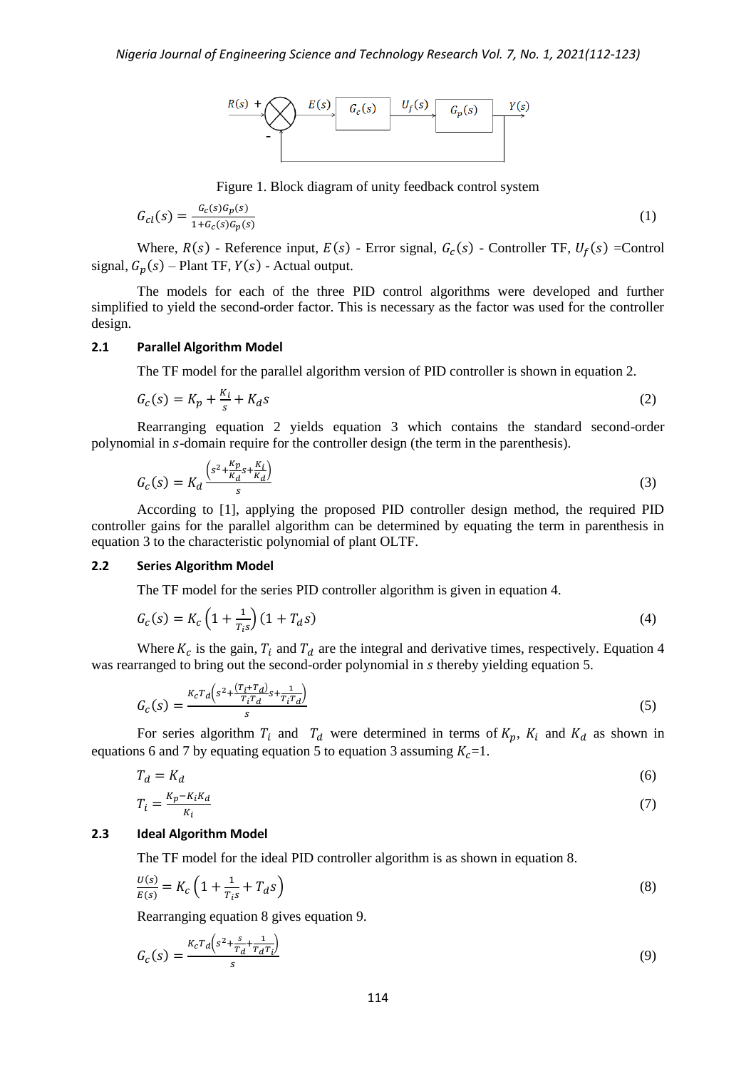Figure 1. Block diagram of unity feedback control system

$$G_{cl}(s) = \frac{G_c(s)G_p(s)}{1+G_c(s)G_p(s)} \tag{1}$$

Where, $R(s)$ - Reference input, $E(s)$ - Error signal, $G_c(s)$ - Controller TF, $U_f(s)$ =Control signal, $G_p(s)$ – Plant TF, $Y(s)$ - Actual output.

The models for each of the three PID control algorithms were developed and further simplified to yield the second-order factor. This is necessary as the factor was used for the controller design.

### 2.1 Parallel Algorithm Model

The TF model for the parallel algorithm version of PID controller is shown in equation 2.

$$G_c(s) = K_p + \frac{K_i}{s} + K_d s \tag{2}$$

Rearranging equation 2 yields equation 3 which contains the standard second-order polynomial in $s$-domain require for the controller design (the term in the parenthesis).

$$G_c(s) = K_d \frac{\left(s^2 + \frac{K_p}{K_d}s + \frac{K_i}{K_d}\right)}{s} \tag{3}$$

According to [1], applying the proposed PID controller design method, the required PID controller gains for the parallel algorithm can be determined by equating the term in parenthesis in equation 3 to the characteristic polynomial of plant OLTF.

### 2.2 Series Algorithm Model

The TF model for the series PID controller algorithm is given in equation 4.

$$G_c(s) = K_c\left(1 + \frac{1}{T_i s}\right)(1 + T_d s) \tag{4}$$

Where $K_c$ is the gain, $T_i$ and $T_d$ are the integral and derivative times, respectively. Equation 4 was rearranged to bring out the second-order polynomial in $s$ thereby yielding equation 5.

$$G_c(s) = \frac{K_c T_d\left(s^2 + \frac{(T_i + T_d)}{T_i T_d}s + \frac{1}{T_i T_d}\right)}{s} \tag{5}$$

For series algorithm $T_i$ and $T_d$ were determined in terms of $K_p$, $K_i$ and $K_d$ as shown in equations 6 and 7 by equating equation 5 to equation 3 assuming $K_c$=1.

$$T_d = K_d \tag{6}$$

$$T_i = \frac{K_p - K_i K_d}{K_i} \tag{7}$$

### 2.3 Ideal Algorithm Model

The TF model for the ideal PID controller algorithm is as shown in equation 8.

$$\frac{U(s)}{E(s)} = K_c\left(1 + \frac{1}{T_i s} + T_d s\right) \tag{8}$$

Rearranging equation 8 gives equation 9.

$$G_c(s) = \frac{K_c T_d\left(s^2 + \frac{s}{T_d} + \frac{1}{T_d T_i}\right)}{s} \tag{9}$$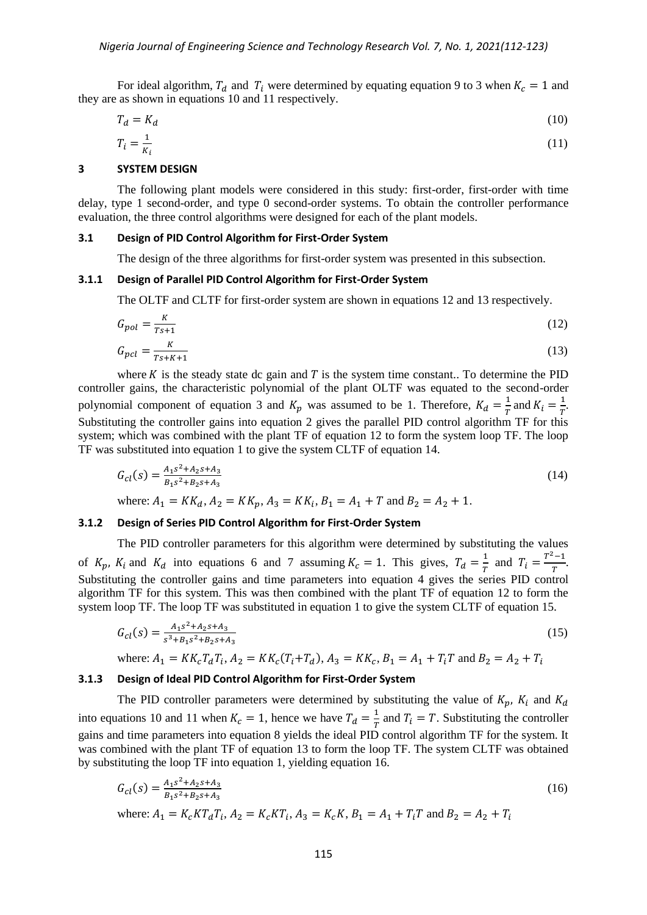For ideal algorithm, $T_d$ and $T_i$ were determined by equating equation 9 to 3 when $K_c = 1$ and they are as shown in equations 10 and 11 respectively.

$$T_d = K_d \tag{10}$$

$$T_i = \frac{1}{K_i} \tag{11}$$

## 3 SYSTEM DESIGN

The following plant models were considered in this study: first-order, first-order with time delay, type 1 second-order, and type 0 second-order systems. To obtain the controller performance evaluation, the three control algorithms were designed for each of the plant models.

### 3.1 Design of PID Control Algorithm for First-Order System

The design of the three algorithms for first-order system was presented in this subsection.

#### 3.1.1 Design of Parallel PID Control Algorithm for First-Order System

The OLTF and CLTF for first-order system are shown in equations 12 and 13 respectively.

$$G_{pol} = \frac{K}{Ts+1} \tag{12}$$

$$G_{pcl} = \frac{K}{Ts+K+1} \tag{13}$$

where $K$ is the steady state dc gain and $T$ is the system time constant.. To determine the PID controller gains, the characteristic polynomial of the plant OLTF was equated to the second-order polynomial component of equation 3 and $K_p$ was assumed to be 1. Therefore, $K_d = \frac{1}{T}$ and $K_i = \frac{1}{T}$. Substituting the controller gains into equation 2 gives the parallel PID control algorithm TF for this system; which was combined with the plant TF of equation 12 to form the system loop TF. The loop TF was substituted into equation 1 to give the system CLTF of equation 14.

$$G_{cl}(s) = \frac{A_1 s^2 + A_2 s + A_3}{B_1 s^2 + B_2 s + A_3} \tag{14}$$

where: $A_1 = KK_d$, $A_2 = KK_p$, $A_3 = KK_i$, $B_1 = A_1 + T$ and $B_2 = A_2 + 1$.

#### 3.1.2 Design of Series PID Control Algorithm for First-Order System

The PID controller parameters for this algorithm were determined by substituting the values of $K_p$, $K_i$ and $K_d$ into equations 6 and 7 assuming $K_c = 1$. This gives, $T_d = \frac{1}{T}$ and $T_i = \frac{T^2-1}{T}$. Substituting the controller gains and time parameters into equation 4 gives the series PID control algorithm TF for this system. This was then combined with the plant TF of equation 12 to form the system loop TF. The loop TF was substituted in equation 1 to give the system CLTF of equation 15.

$$G_{cl}(s) = \frac{A_1 s^2 + A_2 s + A_3}{s^3 + B_1 s^2 + B_2 s + A_3} \tag{15}$$

where: $A_1 = KK_cT_dT_i$, $A_2 = KK_c(T_i + T_d)$, $A_3 = KK_c$, $B_1 = A_1 + T_iT$ and $B_2 = A_2 + T_i$

#### 3.1.3 Design of Ideal PID Control Algorithm for First-Order System

The PID controller parameters were determined by substituting the value of $K_p$, $K_i$ and $K_d$ into equations 10 and 11 when $K_c = 1$, hence we have $T_d = \frac{1}{T}$ and $T_i = T$. Substituting the controller gains and time parameters into equation 8 yields the ideal PID control algorithm TF for the system. It was combined with the plant TF of equation 13 to form the loop TF. The system CLTF was obtained by substituting the loop TF into equation 1, yielding equation 16.

$$G_{cl}(s) = \frac{A_1 s^2 + A_2 s + A_3}{B_1 s^2 + B_2 s + A_3} \tag{16}$$

where: $A_1 = K_cKT_dT_i$, $A_2 = K_cKT_i$, $A_3 = K_cK$, $B_1 = A_1 + T_iT$ and $B_2 = A_2 + T_i$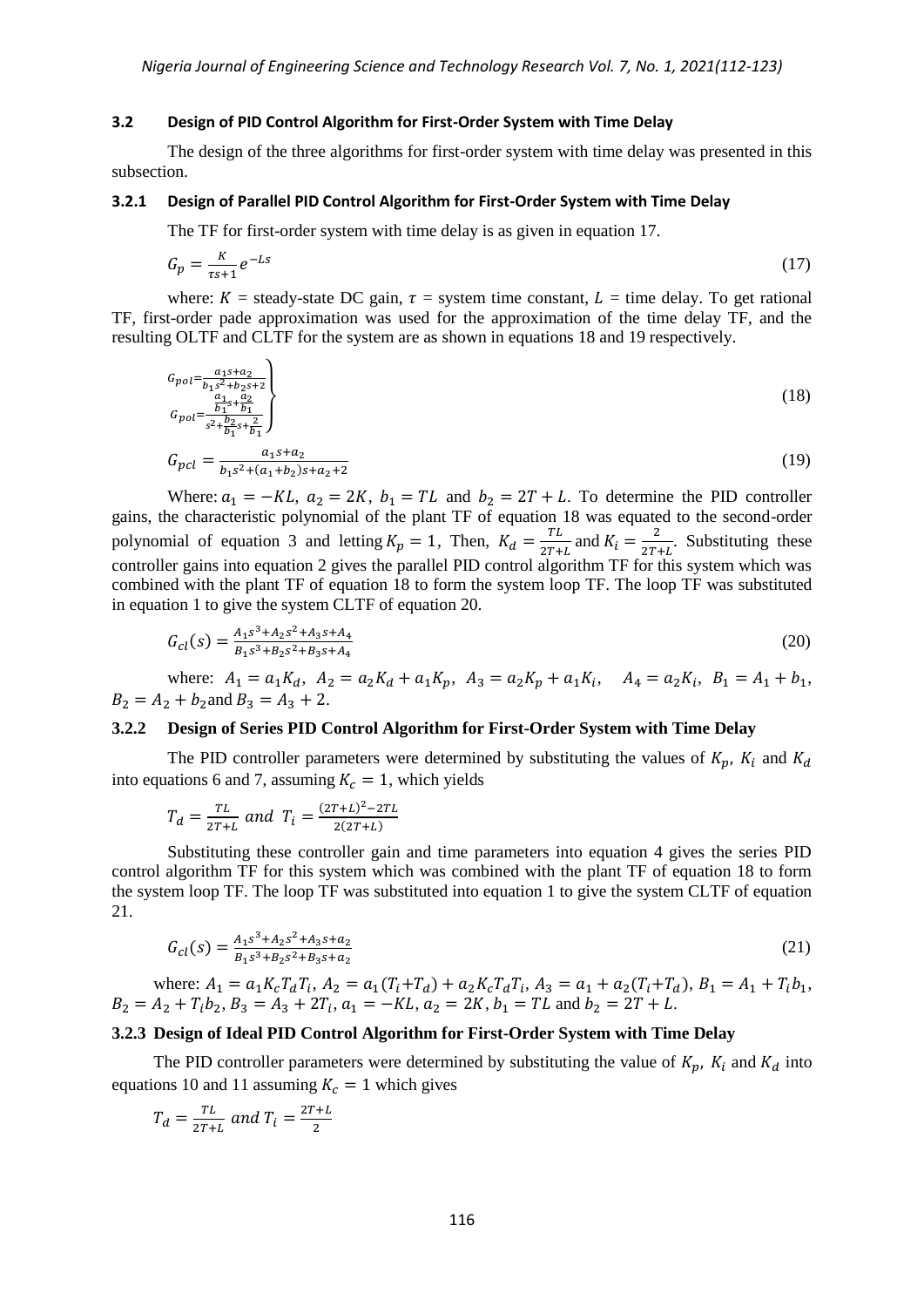### 3.2 Design of PID Control Algorithm for First-Order System with Time Delay

The design of the three algorithms for first-order system with time delay was presented in this subsection.

#### 3.2.1 Design of Parallel PID Control Algorithm for First-Order System with Time Delay

The TF for first-order system with time delay is as given in equation 17.

$$G_p = \frac{K}{\tau s+1}e^{-Ls} \tag{17}$$

where: $K$ = steady-state DC gain, $\tau$ = system time constant, $L$ = time delay. To get rational TF, first-order pade approximation was used for the approximation of the time delay TF, and the resulting OLTF and CLTF for the system are as shown in equations 18 and 19 respectively.

$$\left.\begin{aligned} G_{pol} &= \frac{a_1 s + a_2}{b_1 s^2 + b_2 s + 2} \\ G_{pol} &= \frac{\frac{a_1}{b_1}s + \frac{a_2}{b_1}}{s^2 + \frac{b_2}{b_1}s + \frac{2}{b_1}} \end{aligned}\right\} \tag{18}$$

$$G_{pcl} = \frac{a_1 s + a_2}{b_1 s^2 + (a_1 + b_2)s + a_2 + 2} \tag{19}$$

Where: $a_1 = -KL$, $a_2 = 2K$, $b_1 = TL$ and $b_2 = 2T + L$. To determine the PID controller gains, the characteristic polynomial of the plant TF of equation 18 was equated to the second-order polynomial of equation 3 and letting $K_p = 1$, Then, $K_d = \frac{TL}{2T+L}$ and $K_i = \frac{2}{2T+L}$. Substituting these controller gains into equation 2 gives the parallel PID control algorithm TF for this system which was combined with the plant TF of equation 18 to form the system loop TF. The loop TF was substituted in equation 1 to give the system CLTF of equation 20.

$$G_{cl}(s) = \frac{A_1 s^3 + A_2 s^2 + A_3 s + A_4}{B_1 s^3 + B_2 s^2 + B_3 s + A_4} \tag{20}$$

where: $A_1 = a_1 K_d$, $A_2 = a_2 K_d + a_1 K_p$, $A_3 = a_2 K_p + a_1 K_i$, $A_4 = a_2 K_i$, $B_1 = A_1 + b_1$, $B_2 = A_2 + b_2$ and $B_3 = A_3 + 2$.

#### 3.2.2 Design of Series PID Control Algorithm for First-Order System with Time Delay

The PID controller parameters were determined by substituting the values of $K_p$, $K_i$ and $K_d$ into equations 6 and 7, assuming $K_c = 1$, which yields

$$T_d = \frac{TL}{2T+L} \ and \ T_i = \frac{(2T+L)^2 - 2TL}{2(2T+L)}$$

Substituting these controller gain and time parameters into equation 4 gives the series PID control algorithm TF for this system which was combined with the plant TF of equation 18 to form the system loop TF. The loop TF was substituted into equation 1 to give the system CLTF of equation 21.

$$G_{cl}(s) = \frac{A_1 s^3 + A_2 s^2 + A_3 s + a_2}{B_1 s^3 + B_2 s^2 + B_3 s + a_2} \tag{21}$$

where: $A_1 = a_1 K_c T_d T_i$, $A_2 = a_1(T_i + T_d) + a_2 K_c T_d T_i$, $A_3 = a_1 + a_2(T_i + T_d)$, $B_1 = A_1 + T_i b_1$, $B_2 = A_2 + T_i b_2$, $B_3 = A_3 + 2T_i$, $a_1 = -KL$, $a_2 = 2K$, $b_1 = TL$ and $b_2 = 2T + L$.

#### 3.2.3 Design of Ideal PID Control Algorithm for First-Order System with Time Delay

The PID controller parameters were determined by substituting the value of $K_p$, $K_i$ and $K_d$ into equations 10 and 11 assuming $K_c = 1$ which gives

$$T_d = \frac{TL}{2T+L} \ and \ T_i = \frac{2T+L}{2}$$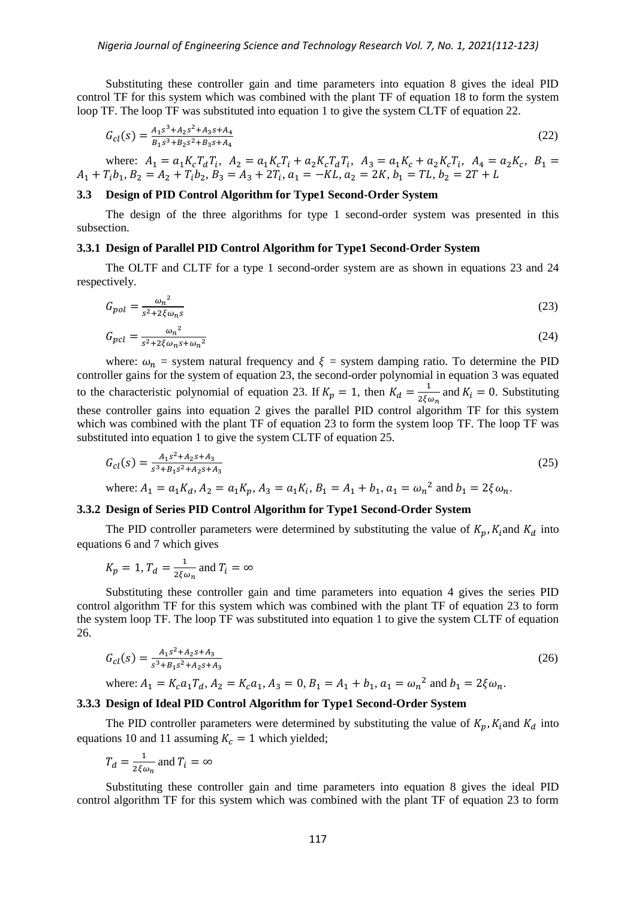Substituting these controller gain and time parameters into equation 8 gives the ideal PID control TF for this system which was combined with the plant TF of equation 18 to form the system loop TF. The loop TF was substituted into equation 1 to give the system CLTF of equation 22.

$$G_{cl}(s) = \frac{A_1 s^3 + A_2 s^2 + A_3 s + A_4}{B_1 s^3 + B_2 s^2 + B_3 s + A_4} \tag{22}$$

where: $A_1 = a_1 K_c T_d T_i$, $A_2 = a_1 K_c T_i + a_2 K_c T_d T_i$, $A_3 = a_1 K_c + a_2 K_c T_i$, $A_4 = a_2 K_c$, $B_1 = A_1 + T_i b_1$, $B_2 = A_2 + T_i b_2$, $B_3 = A_3 + 2T_i$, $a_1 = -KL$, $a_2 = 2K$, $b_1 = TL$, $b_2 = 2T + L$

### 3.3 Design of PID Control Algorithm for Type1 Second-Order System

The design of the three algorithms for type 1 second-order system was presented in this subsection.

#### 3.3.1 Design of Parallel PID Control Algorithm for Type1 Second-Order System

The OLTF and CLTF for a type 1 second-order system are as shown in equations 23 and 24 respectively.

$$G_{pol} = \frac{\omega_n^2}{s^2 + 2\xi\omega_n s} \tag{23}$$

$$G_{pcl} = \frac{\omega_n^2}{s^2 + 2\xi\omega_n s + \omega_n^2} \tag{24}$$

where: $\omega_n$ = system natural frequency and $\xi$ = system damping ratio. To determine the PID controller gains for the system of equation 23, the second-order polynomial in equation 3 was equated to the characteristic polynomial of equation 23. If $K_p = 1$, then $K_d = \frac{1}{2\xi\omega_n}$ and $K_i = 0$. Substituting these controller gains into equation 2 gives the parallel PID control algorithm TF for this system which was combined with the plant TF of equation 23 to form the system loop TF. The loop TF was substituted into equation 1 to give the system CLTF of equation 25.

$$G_{cl}(s) = \frac{A_1 s^2 + A_2 s + A_3}{s^3 + B_1 s^2 + A_2 s + A_3} \tag{25}$$

where: $A_1 = a_1 K_d$, $A_2 = a_1 K_p$, $A_3 = a_1 K_i$, $B_1 = A_1 + b_1$, $a_1 = \omega_n^2$ and $b_1 = 2\xi\omega_n$.

#### 3.3.2 Design of Series PID Control Algorithm for Type1 Second-Order System

The PID controller parameters were determined by substituting the value of $K_p$, $K_i$ and $K_d$ into equations 6 and 7 which gives

$K_p = 1$, $T_d = \frac{1}{2\xi\omega_n}$ and $T_i = \infty$

Substituting these controller gain and time parameters into equation 4 gives the series PID control algorithm TF for this system which was combined with the plant TF of equation 23 to form the system loop TF. The loop TF was substituted into equation 1 to give the system CLTF of equation 26.

$$G_{cl}(s) = \frac{A_1 s^2 + A_2 s + A_3}{s^3 + B_1 s^2 + A_2 s + A_3} \tag{26}$$

where: $A_1 = K_c a_1 T_d$, $A_2 = K_c a_1$, $A_3 = 0$, $B_1 = A_1 + b_1$, $a_1 = \omega_n^2$ and $b_1 = 2\xi\omega_n$.

#### 3.3.3 Design of Ideal PID Control Algorithm for Type1 Second-Order System

The PID controller parameters were determined by substituting the value of $K_p$, $K_i$ and $K_d$ into equations 10 and 11 assuming $K_c = 1$ which yielded;

$T_d = \frac{1}{2\xi\omega_n}$ and $T_i = \infty$

Substituting these controller gain and time parameters into equation 8 gives the ideal PID control algorithm TF for this system which was combined with the plant TF of equation 23 to form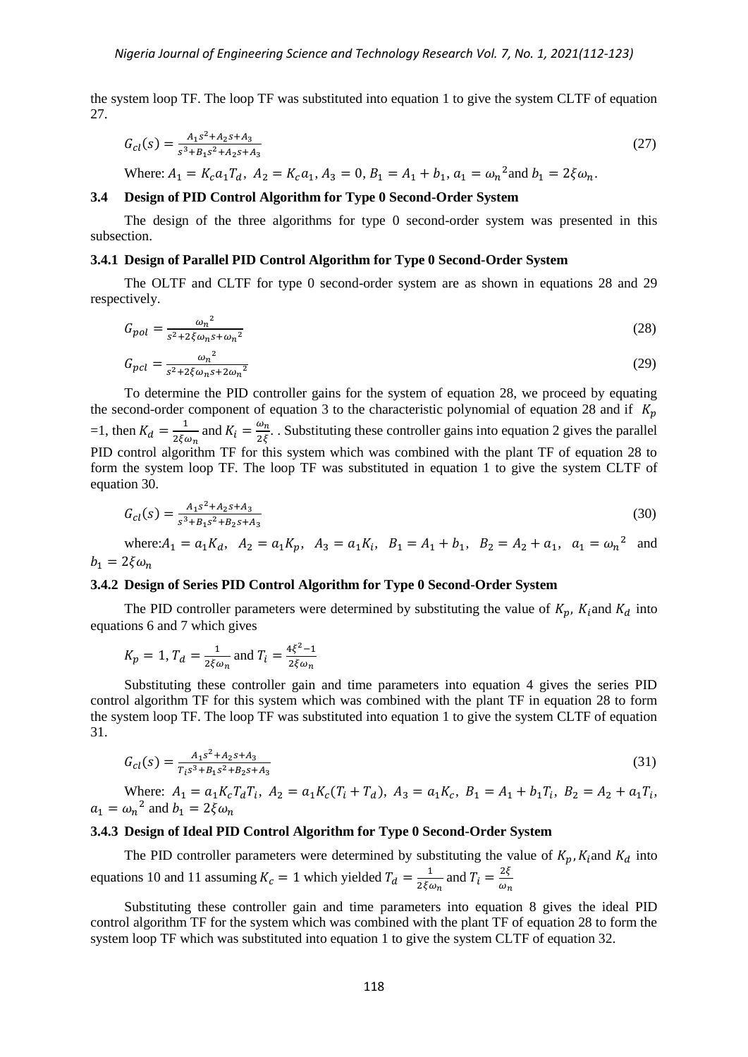the system loop TF. The loop TF was substituted into equation 1 to give the system CLTF of equation 27.

$$G_{cl}(s) = \frac{A_1 s^2 + A_2 s + A_3}{s^3 + B_1 s^2 + A_2 s + A_3} \tag{27}$$

Where: $A_1 = K_c a_1 T_d$, $A_2 = K_c a_1$, $A_3 = 0$, $B_1 = A_1 + b_1$, $a_1 = \omega_n{}^2$ and $b_1 = 2\xi\omega_n$.

### 3.4 Design of PID Control Algorithm for Type 0 Second-Order System

The design of the three algorithms for type 0 second-order system was presented in this subsection.

#### 3.4.1 Design of Parallel PID Control Algorithm for Type 0 Second-Order System

The OLTF and CLTF for type 0 second-order system are as shown in equations 28 and 29 respectively.

$$G_{pol} = \frac{\omega_n{}^2}{s^2 + 2\xi\omega_n s + \omega_n{}^2} \tag{28}$$

$$G_{pcl} = \frac{\omega_n{}^2}{s^2 + 2\xi\omega_n s + 2\omega_n{}^2} \tag{29}$$

To determine the PID controller gains for the system of equation 28, we proceed by equating the second-order component of equation 3 to the characteristic polynomial of equation 28 and if $K_p$ =1, then $K_d = \frac{1}{2\xi\omega_n}$ and $K_i = \frac{\omega_n}{2\xi}$. . Substituting these controller gains into equation 2 gives the parallel PID control algorithm TF for this system which was combined with the plant TF of equation 28 to form the system loop TF. The loop TF was substituted in equation 1 to give the system CLTF of equation 30.

$$G_{cl}(s) = \frac{A_1 s^2 + A_2 s + A_3}{s^3 + B_1 s^2 + B_2 s + A_3} \tag{30}$$

where: $A_1 = a_1 K_d$, $A_2 = a_1 K_p$, $A_3 = a_1 K_i$, $B_1 = A_1 + b_1$, $B_2 = A_2 + a_1$, $a_1 = \omega_n{}^2$ and $b_1 = 2\xi\omega_n$

#### 3.4.2 Design of Series PID Control Algorithm for Type 0 Second-Order System

The PID controller parameters were determined by substituting the value of $K_p$, $K_i$ and $K_d$ into equations 6 and 7 which gives

$K_p = 1$, $T_d = \frac{1}{2\xi\omega_n}$ and $T_i = \frac{4\xi^2 - 1}{2\xi\omega_n}$

Substituting these controller gain and time parameters into equation 4 gives the series PID control algorithm TF for this system which was combined with the plant TF in equation 28 to form the system loop TF. The loop TF was substituted into equation 1 to give the system CLTF of equation 31.

$$G_{cl}(s) = \frac{A_1 s^2 + A_2 s + A_3}{T_i s^3 + B_1 s^2 + B_2 s + A_3} \tag{31}$$

Where: $A_1 = a_1 K_c T_d T_i$, $A_2 = a_1 K_c (T_i + T_d)$, $A_3 = a_1 K_c$, $B_1 = A_1 + b_1 T_i$, $B_2 = A_2 + a_1 T_i$, $a_1 = \omega_n{}^2$ and $b_1 = 2\xi\omega_n$

#### 3.4.3 Design of Ideal PID Control Algorithm for Type 0 Second-Order System

The PID controller parameters were determined by substituting the value of $K_p$, $K_i$ and $K_d$ into equations 10 and 11 assuming $K_c = 1$ which yielded $T_d = \frac{1}{2\xi\omega_n}$ and $T_i = \frac{2\xi}{\omega_n}$

Substituting these controller gain and time parameters into equation 8 gives the ideal PID control algorithm TF for the system which was combined with the plant TF of equation 28 to form the system loop TF which was substituted into equation 1 to give the system CLTF of equation 32.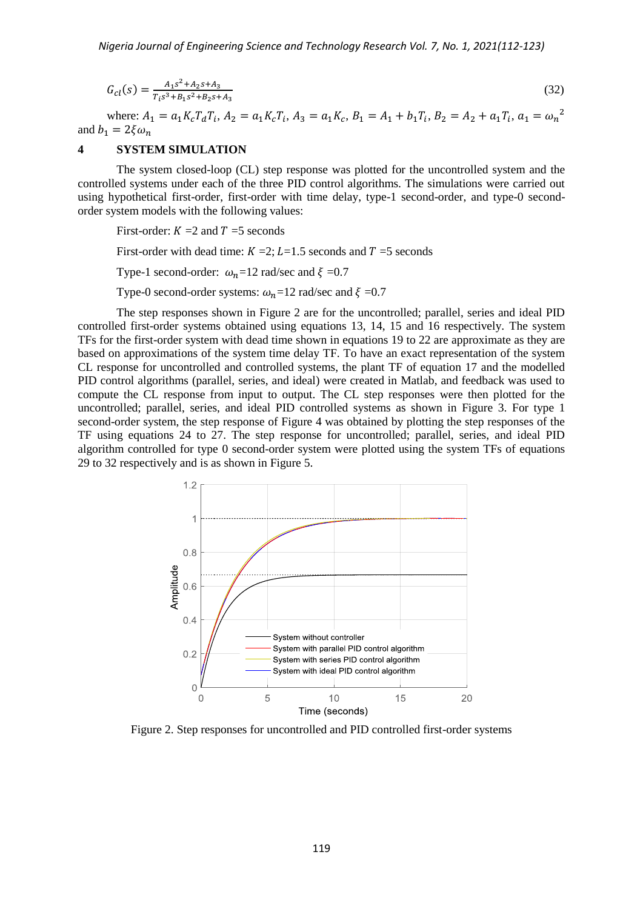$$G_{cl}(s) = \frac{A_1 s^2 + A_2 s + A_3}{T_i s^3 + B_1 s^2 + B_2 s + A_3} \tag{32}$$

where: $A_1 = a_1 K_c T_d T_i$, $A_2 = a_1 K_c T_i$, $A_3 = a_1 K_c$, $B_1 = A_1 + b_1 T_i$, $B_2 = A_2 + a_1 T_i$, $a_1 = \omega_n{}^2$ and $b_1 = 2\xi\omega_n$

## 4 SYSTEM SIMULATION

The system closed-loop (CL) step response was plotted for the uncontrolled system and the controlled systems under each of the three PID control algorithms. The simulations were carried out using hypothetical first-order, first-order with time delay, type-1 second-order, and type-0 second-order system models with the following values:

First-order: $K$ =2 and $T$ =5 seconds

First-order with dead time: $K$ =2; $L$=1.5 seconds and $T$ =5 seconds

Type-1 second-order: $\omega_n$=12 rad/sec and $\xi$ =0.7

Type-0 second-order systems: $\omega_n$=12 rad/sec and $\xi$ =0.7

The step responses shown in Figure 2 are for the uncontrolled; parallel, series and ideal PID controlled first-order systems obtained using equations 13, 14, 15 and 16 respectively. The system TFs for the first-order system with dead time shown in equations 19 to 22 are approximate as they are based on approximations of the system time delay TF. To have an exact representation of the system CL response for uncontrolled and controlled systems, the plant TF of equation 17 and the modelled PID control algorithms (parallel, series, and ideal) were created in Matlab, and feedback was used to compute the CL response from input to output. The CL step responses were then plotted for the uncontrolled; parallel, series, and ideal PID controlled systems as shown in Figure 3. For type 1 second-order system, the step response of Figure 4 was obtained by plotting the step responses of the TF using equations 24 to 27. The step response for uncontrolled; parallel, series, and ideal PID algorithm controlled for type 0 second-order system were plotted using the system TFs of equations 29 to 32 respectively and is as shown in Figure 5.

Figure 2. Step responses for uncontrolled and PID controlled first-order systems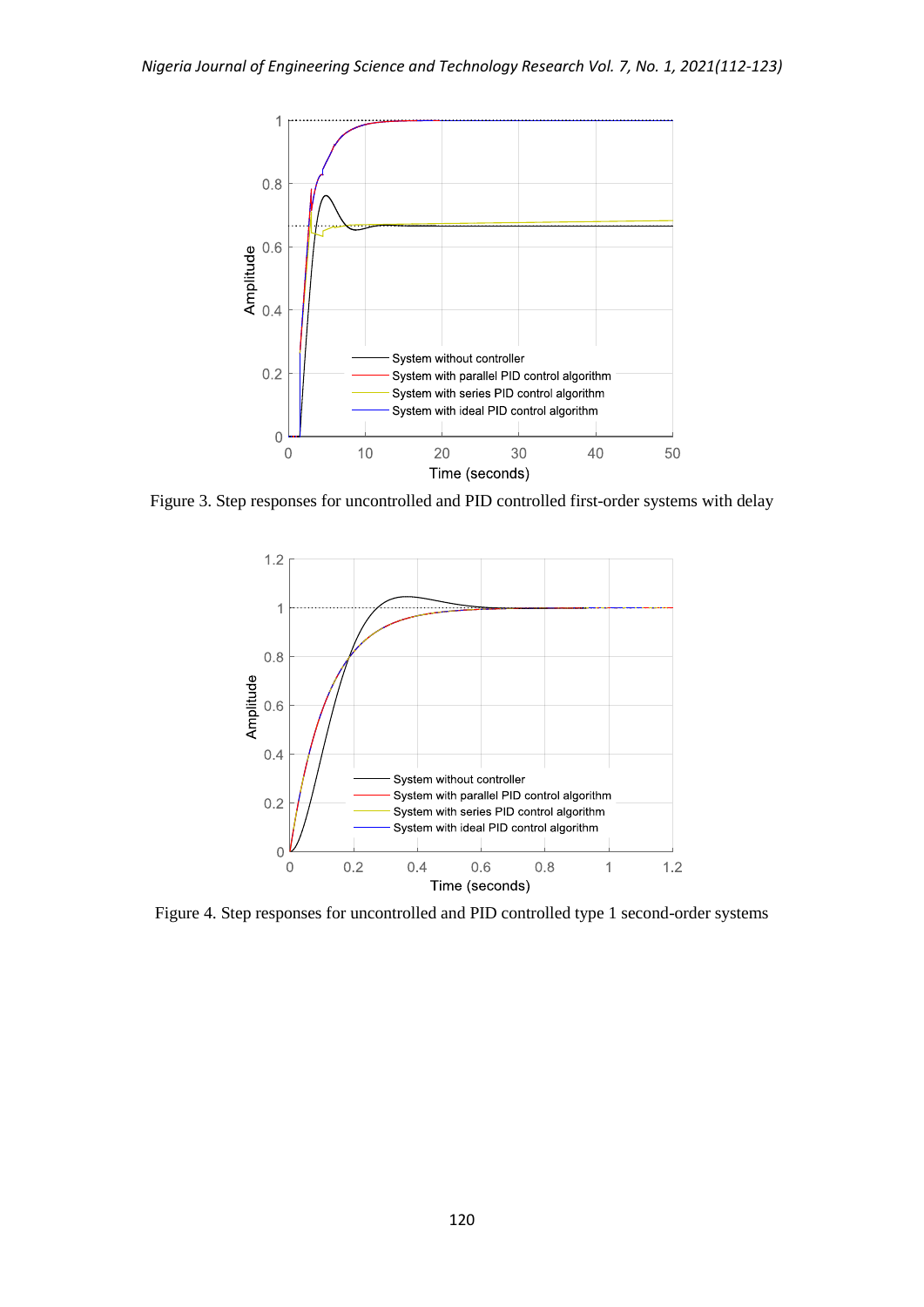Figure 3. Step responses for uncontrolled and PID controlled first-order systems with delay

Figure 4. Step responses for uncontrolled and PID controlled type 1 second-order systems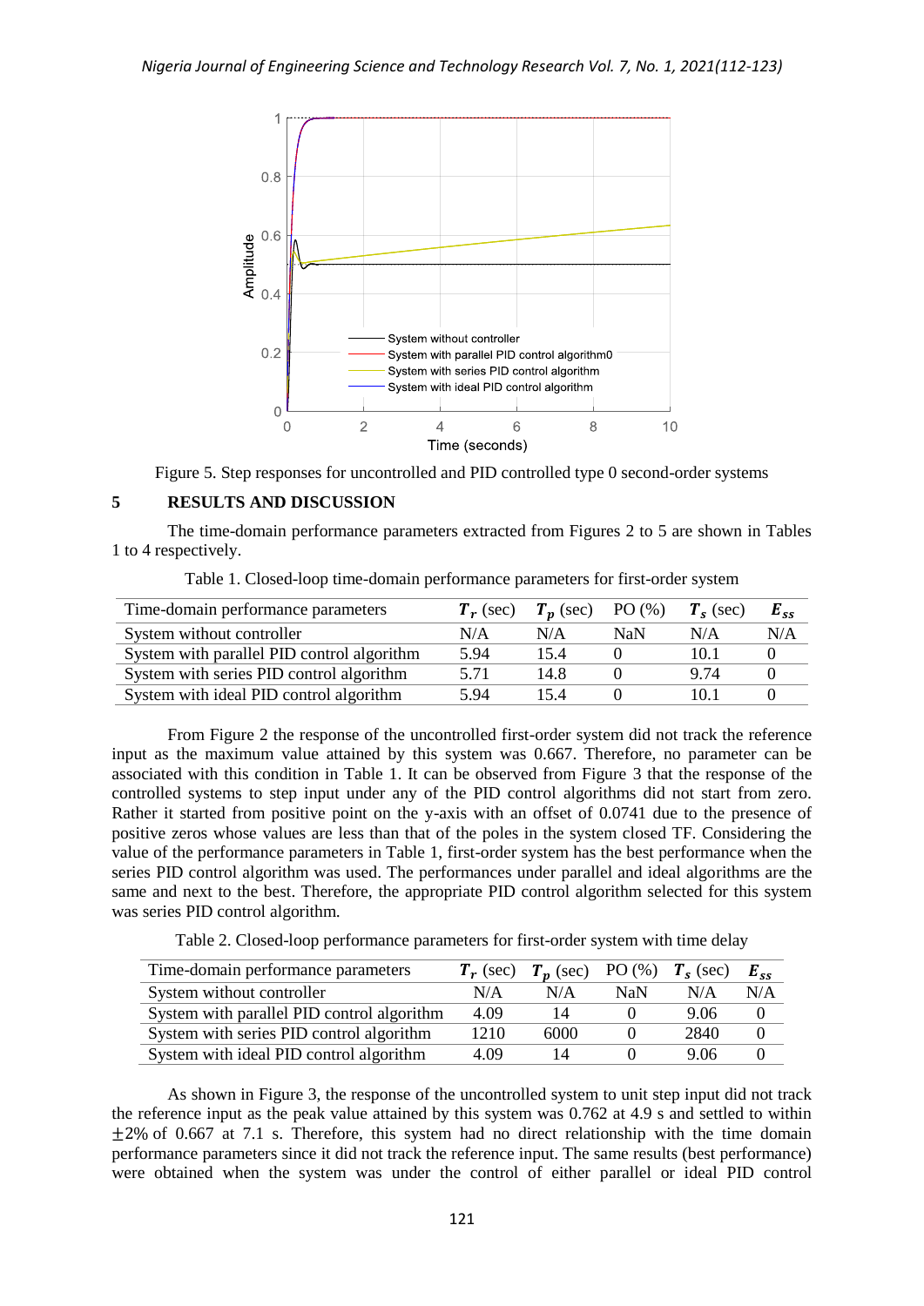Figure 5. Step responses for uncontrolled and PID controlled type 0 second-order systems

## 5 RESULTS AND DISCUSSION

The time-domain performance parameters extracted from Figures 2 to 5 are shown in Tables 1 to 4 respectively.

Table 1. Closed-loop time-domain performance parameters for first-order system

| Time-domain performance parameters | $T_r$ (sec) | $T_p$ (sec) | PO (%) | $T_s$ (sec) | $E_{ss}$ |
|---|---|---|---|---|---|
| System without controller | N/A | N/A | NaN | N/A | N/A |
| System with parallel PID control algorithm | 5.94 | 15.4 | 0 | 10.1 | 0 |
| System with series PID control algorithm | 5.71 | 14.8 | 0 | 9.74 | 0 |
| System with ideal PID control algorithm | 5.94 | 15.4 | 0 | 10.1 | 0 |

From Figure 2 the response of the uncontrolled first-order system did not track the reference input as the maximum value attained by this system was 0.667. Therefore, no parameter can be associated with this condition in Table 1. It can be observed from Figure 3 that the response of the controlled systems to step input under any of the PID control algorithms did not start from zero. Rather it started from positive point on the y-axis with an offset of 0.0741 due to the presence of positive zeros whose values are less than that of the poles in the system closed TF. Considering the value of the performance parameters in Table 1, first-order system has the best performance when the series PID control algorithm was used. The performances under parallel and ideal algorithms are the same and next to the best. Therefore, the appropriate PID control algorithm selected for this system was series PID control algorithm.

Table 2. Closed-loop performance parameters for first-order system with time delay

| Time-domain performance parameters | $T_r$ (sec) | $T_p$ (sec) | PO (%) | $T_s$ (sec) | $E_{ss}$ |
|---|---|---|---|---|---|
| System without controller | N/A | N/A | NaN | N/A | N/A |
| System with parallel PID control algorithm | 4.09 | 14 | 0 | 9.06 | 0 |
| System with series PID control algorithm | 1210 | 6000 | 0 | 2840 | 0 |
| System with ideal PID control algorithm | 4.09 | 14 | 0 | 9.06 | 0 |

As shown in Figure 3, the response of the uncontrolled system to unit step input did not track the reference input as the peak value attained by this system was 0.762 at 4.9 s and settled to within $\pm 2\%$ of 0.667 at 7.1 s. Therefore, this system had no direct relationship with the time domain performance parameters since it did not track the reference input. The same results (best performance) were obtained when the system was under the control of either parallel or ideal PID control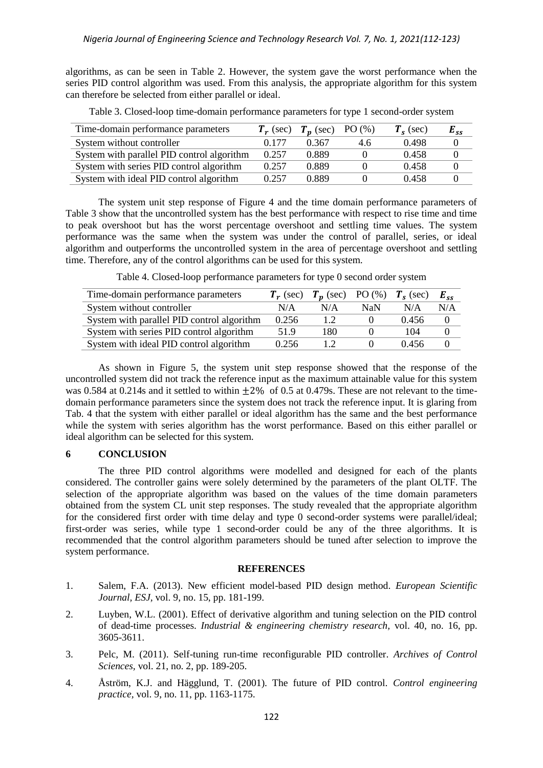algorithms, as can be seen in Table 2. However, the system gave the worst performance when the series PID control algorithm was used. From this analysis, the appropriate algorithm for this system can therefore be selected from either parallel or ideal.

Table 3. Closed-loop time-domain performance parameters for type 1 second-order system

| Time-domain performance parameters | $T_r$ (sec) | $T_p$ (sec) | PO (%) | $T_s$ (sec) | $E_{ss}$ |
|---|---|---|---|---|---|
| System without controller | 0.177 | 0.367 | 4.6 | 0.498 | 0 |
| System with parallel PID control algorithm | 0.257 | 0.889 | 0 | 0.458 | 0 |
| System with series PID control algorithm | 0.257 | 0.889 | 0 | 0.458 | 0 |
| System with ideal PID control algorithm | 0.257 | 0.889 | 0 | 0.458 | 0 |

The system unit step response of Figure 4 and the time domain performance parameters of Table 3 show that the uncontrolled system has the best performance with respect to rise time and time to peak overshoot but has the worst percentage overshoot and settling time values. The system performance was the same when the system was under the control of parallel, series, or ideal algorithm and outperforms the uncontrolled system in the area of percentage overshoot and settling time. Therefore, any of the control algorithms can be used for this system.

Table 4. Closed-loop performance parameters for type 0 second order system

| Time-domain performance parameters | $T_r$ (sec) | $T_p$ (sec) | PO (%) | $T_s$ (sec) | $E_{ss}$ |
|---|---|---|---|---|---|
| System without controller | N/A | N/A | NaN | N/A | N/A |
| System with parallel PID control algorithm | 0.256 | 1.2 | 0 | 0.456 | 0 |
| System with series PID control algorithm | 51.9 | 180 | 0 | 104 | 0 |
| System with ideal PID control algorithm | 0.256 | 1.2 | 0 | 0.456 | 0 |

As shown in Figure 5, the system unit step response showed that the response of the uncontrolled system did not track the reference input as the maximum attainable value for this system was 0.584 at 0.214s and it settled to within $\pm 2\%$ of 0.5 at 0.479s. These are not relevant to the time-domain performance parameters since the system does not track the reference input. It is glaring from Tab. 4 that the system with either parallel or ideal algorithm has the same and the best performance while the system with series algorithm has the worst performance. Based on this either parallel or ideal algorithm can be selected for this system.

## 6 CONCLUSION

The three PID control algorithms were modelled and designed for each of the plants considered. The controller gains were solely determined by the parameters of the plant OLTF. The selection of the appropriate algorithm was based on the values of the time domain parameters obtained from the system CL unit step responses. The study revealed that the appropriate algorithm for the considered first order with time delay and type 0 second-order systems were parallel/ideal; first-order was series, while type 1 second-order could be any of the three algorithms. It is recommended that the control algorithm parameters should be tuned after selection to improve the system performance.

## REFERENCES

1. Salem, F.A. (2013). New efficient model-based PID design method. *European Scientific Journal, ESJ*, vol. 9, no. 15, pp. 181-199.
2. Luyben, W.L. (2001). Effect of derivative algorithm and tuning selection on the PID control of dead-time processes. *Industrial & engineering chemistry research*, vol. 40, no. 16, pp. 3605-3611.
3. Pelc, M. (2011). Self-tuning run-time reconfigurable PID controller. *Archives of Control Sciences*, vol. 21, no. 2, pp. 189-205.
4. Åström, K.J. and Hägglund, T. (2001). The future of PID control. *Control engineering practice*, vol. 9, no. 11, pp. 1163-1175.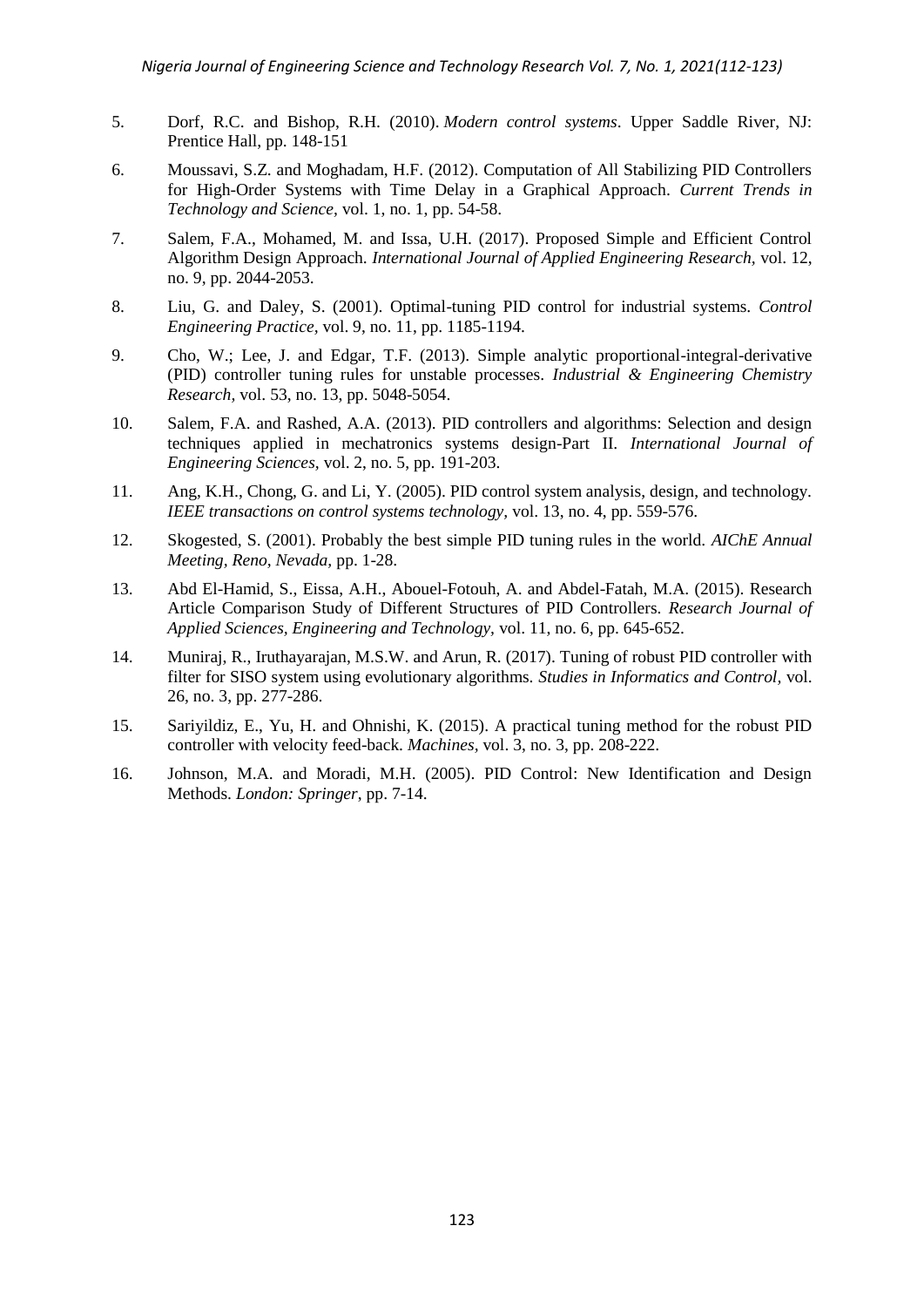5. Dorf, R.C. and Bishop, R.H. (2010). *Modern control systems*. Upper Saddle River, NJ: Prentice Hall, pp. 148-151

6. Moussavi, S.Z. and Moghadam, H.F. (2012). Computation of All Stabilizing PID Controllers for High-Order Systems with Time Delay in a Graphical Approach. *Current Trends in Technology and Science,* vol. 1, no. 1, pp. 54-58.

7. Salem, F.A., Mohamed, M. and Issa, U.H. (2017). Proposed Simple and Efficient Control Algorithm Design Approach. *International Journal of Applied Engineering Research,* vol. 12, no. 9, pp. 2044-2053.

8. Liu, G. and Daley, S. (2001). Optimal-tuning PID control for industrial systems. *Control Engineering Practice,* vol. 9, no. 11, pp. 1185-1194.

9. Cho, W.; Lee, J. and Edgar, T.F. (2013). Simple analytic proportional-integral-derivative (PID) controller tuning rules for unstable processes. *Industrial & Engineering Chemistry Research,* vol. 53, no. 13, pp. 5048-5054.

10. Salem, F.A. and Rashed, A.A. (2013). PID controllers and algorithms: Selection and design techniques applied in mechatronics systems design-Part II. *International Journal of Engineering Sciences,* vol. 2, no. 5, pp. 191-203.

11. Ang, K.H., Chong, G. and Li, Y. (2005). PID control system analysis, design, and technology. *IEEE transactions on control systems technology,* vol. 13, no. 4, pp. 559-576.

12. Skogested, S. (2001). Probably the best simple PID tuning rules in the world. *AIChE Annual Meeting, Reno, Nevada,* pp. 1-28.

13. Abd El-Hamid, S., Eissa, A.H., Abouel-Fotouh, A. and Abdel-Fatah, M.A. (2015). Research Article Comparison Study of Different Structures of PID Controllers. *Research Journal of Applied Sciences, Engineering and Technology,* vol. 11, no. 6, pp. 645-652.

14. Muniraj, R., Iruthayarajan, M.S.W. and Arun, R. (2017). Tuning of robust PID controller with filter for SISO system using evolutionary algorithms. *Studies in Informatics and Control,* vol. 26, no. 3, pp. 277-286.

15. Sariyildiz, E., Yu, H. and Ohnishi, K. (2015). A practical tuning method for the robust PID controller with velocity feed-back. *Machines,* vol. 3, no. 3, pp. 208-222.

16. Johnson, M.A. and Moradi, M.H. (2005). PID Control: New Identification and Design Methods. *London: Springer*, pp. 7-14.